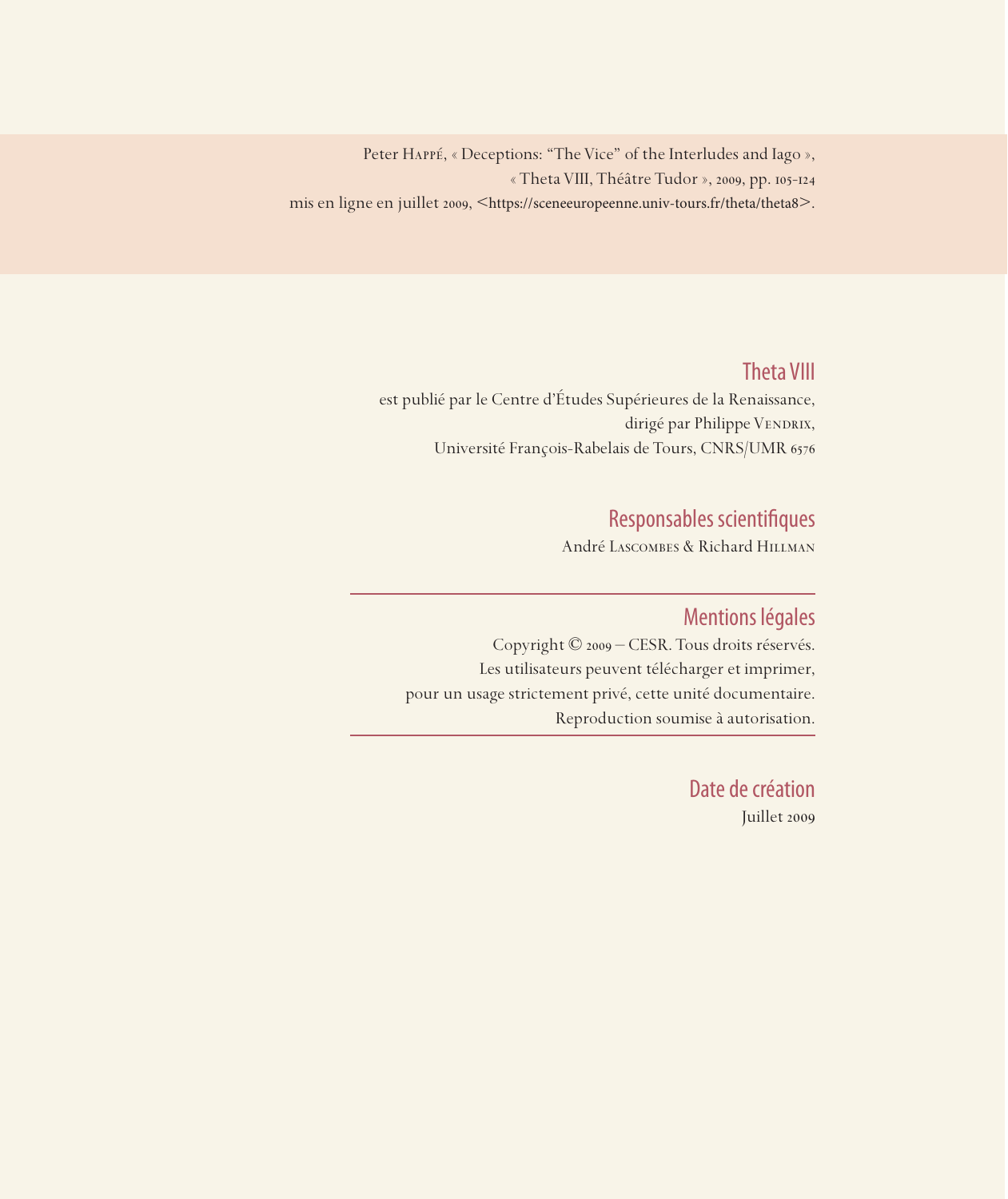Peter Happé, « Deceptions: "The Vice" of the Interludes and Iago »,
« Theta VIII, Théâtre Tudor », 2009, pp. 105-124
mis en ligne en juillet 2009, <https://sceneeuropeenne.univ-tours.fr/theta/theta8>.

## Theta VIII

est publié par le Centre d'Études Supérieures de la Renaissance,
dirigé par Philippe Vendrix,
Université François-Rabelais de Tours, CNRS/UMR 6576

## Responsables scientifiques

André Lascombes & Richard Hillman

## Mentions légales

Copyright © 2009 – CESR. Tous droits réservés.
Les utilisateurs peuvent télécharger et imprimer,
pour un usage strictement privé, cette unité documentaire.
Reproduction soumise à autorisation.

## Date de création

Juillet 2009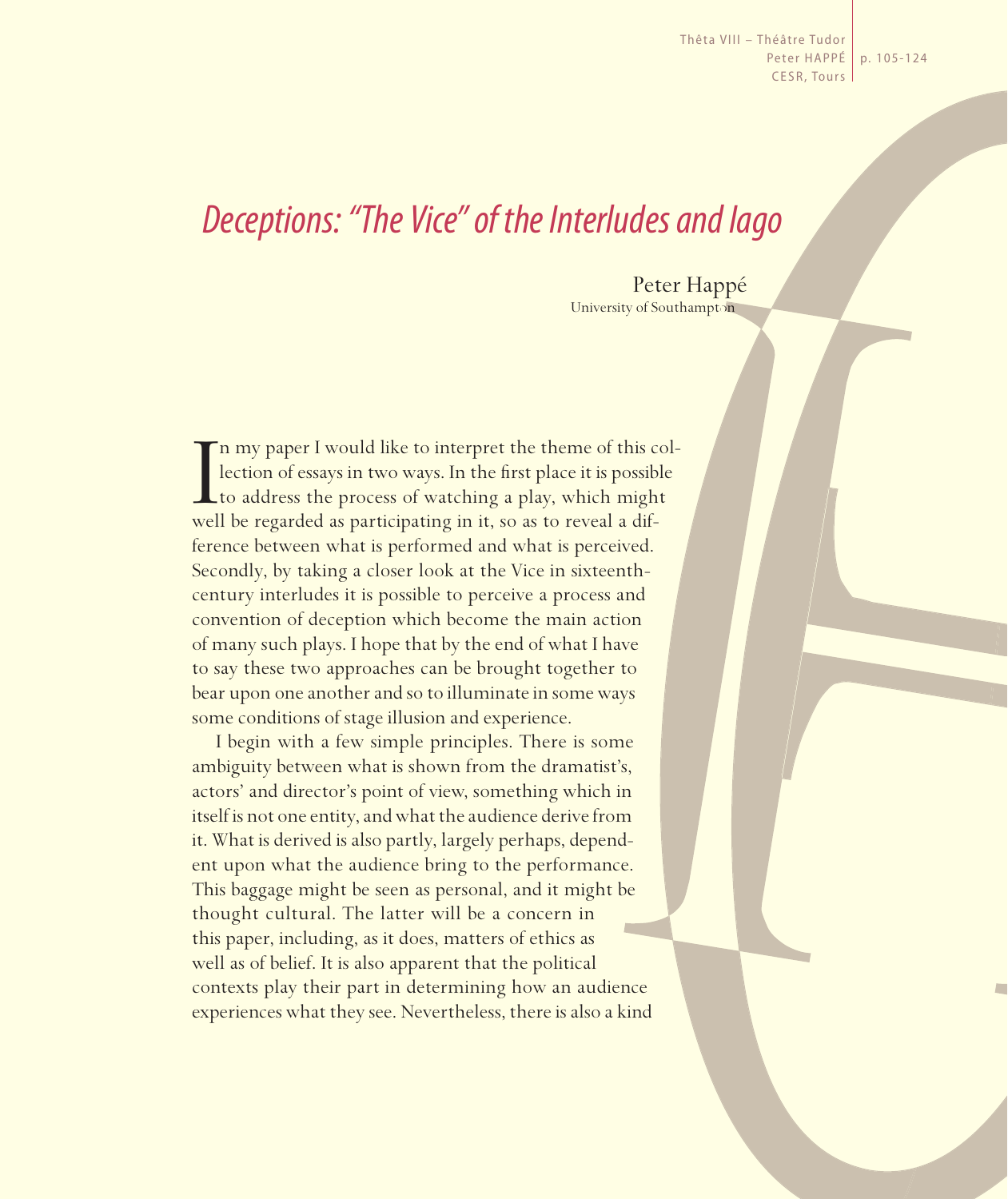# *Deceptions: "The Vice" of the Interludes and Iago*

Peter Happé
University of Southampton

In my paper I would like to interpret the theme of this collection of essays in two ways. In the first place it is possible to address the process of watching a play, which might well be regarded as participating in it, so as to reveal a difference between what is performed and what is perceived. Secondly, by taking a closer look at the Vice in sixteenth-century interludes it is possible to perceive a process and convention of deception which become the main action of many such plays. I hope that by the end of what I have to say these two approaches can be brought together to bear upon one another and so to illuminate in some ways some conditions of stage illusion and experience.

I begin with a few simple principles. There is some ambiguity between what is shown from the dramatist's, actors' and director's point of view, something which in itself is not one entity, and what the audience derive from it. What is derived is also partly, largely perhaps, dependent upon what the audience bring to the performance. This baggage might be seen as personal, and it might be thought cultural. The latter will be a concern in this paper, including, as it does, matters of ethics as well as of belief. It is also apparent that the political contexts play their part in determining how an audience experiences what they see. Nevertheless, there is also a kind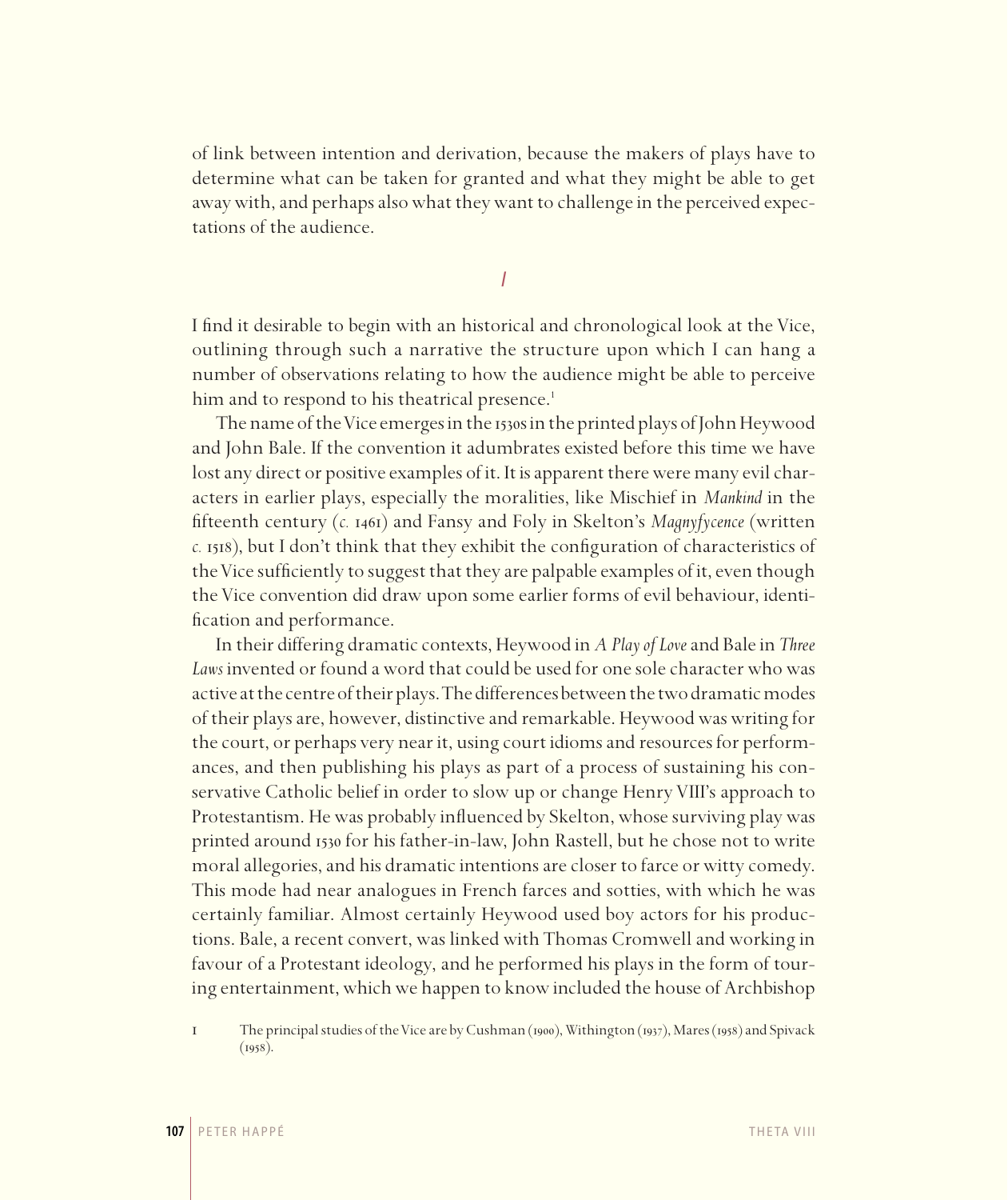of link between intention and derivation, because the makers of plays have to determine what can be taken for granted and what they might be able to get away with, and perhaps also what they want to challenge in the perceived expectations of the audience.

## I

I find it desirable to begin with an historical and chronological look at the Vice, outlining through such a narrative the structure upon which I can hang a number of observations relating to how the audience might be able to perceive him and to respond to his theatrical presence.[1]

The name of the Vice emerges in the 1530s in the printed plays of John Heywood and John Bale. If the convention it adumbrates existed before this time we have lost any direct or positive examples of it. It is apparent there were many evil characters in earlier plays, especially the moralities, like Mischief in *Mankind* in the fifteenth century (*c.* 1461) and Fansy and Foly in Skelton's *Magnyfycence* (written *c.* 1518), but I don't think that they exhibit the configuration of characteristics of the Vice sufficiently to suggest that they are palpable examples of it, even though the Vice convention did draw upon some earlier forms of evil behaviour, identification and performance.

In their differing dramatic contexts, Heywood in *A Play of Love* and Bale in *Three Laws* invented or found a word that could be used for one sole character who was active at the centre of their plays. The differences between the two dramatic modes of their plays are, however, distinctive and remarkable. Heywood was writing for the court, or perhaps very near it, using court idioms and resources for performances, and then publishing his plays as part of a process of sustaining his conservative Catholic belief in order to slow up or change Henry VIII's approach to Protestantism. He was probably influenced by Skelton, whose surviving play was printed around 1530 for his father-in-law, John Rastell, but he chose not to write moral allegories, and his dramatic intentions are closer to farce or witty comedy. This mode had near analogues in French farces and sotties, with which he was certainly familiar. Almost certainly Heywood used boy actors for his productions. Bale, a recent convert, was linked with Thomas Cromwell and working in favour of a Protestant ideology, and he performed his plays in the form of touring entertainment, which we happen to know included the house of Archbishop

1 The principal studies of the Vice are by Cushman (1900), Withington (1937), Mares (1958) and Spivack (1958).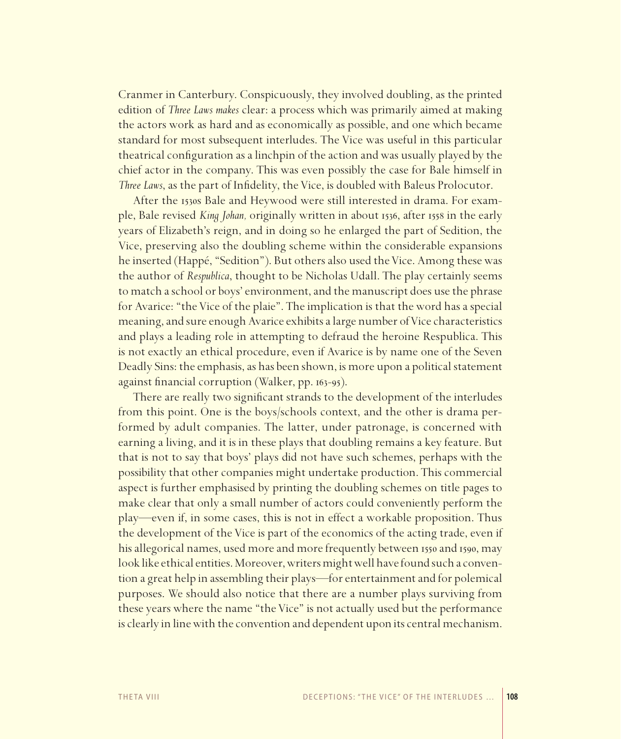Cranmer in Canterbury. Conspicuously, they involved doubling, as the printed edition of *Three Laws makes* clear: a process which was primarily aimed at making the actors work as hard and as economically as possible, and one which became standard for most subsequent interludes. The Vice was useful in this particular theatrical configuration as a linchpin of the action and was usually played by the chief actor in the company. This was even possibly the case for Bale himself in *Three Laws*, as the part of Infidelity, the Vice, is doubled with Baleus Prolocutor.

After the 1530s Bale and Heywood were still interested in drama. For example, Bale revised *King Johan,* originally written in about 1536, after 1558 in the early years of Elizabeth's reign, and in doing so he enlarged the part of Sedition, the Vice, preserving also the doubling scheme within the considerable expansions he inserted (Happé, "Sedition"). But others also used the Vice. Among these was the author of *Respublica*, thought to be Nicholas Udall. The play certainly seems to match a school or boys' environment, and the manuscript does use the phrase for Avarice: "the Vice of the plaie". The implication is that the word has a special meaning, and sure enough Avarice exhibits a large number of Vice characteristics and plays a leading role in attempting to defraud the heroine Respublica. This is not exactly an ethical procedure, even if Avarice is by name one of the Seven Deadly Sins: the emphasis, as has been shown, is more upon a political statement against financial corruption (Walker, pp. 163-95).

There are really two significant strands to the development of the interludes from this point. One is the boys/schools context, and the other is drama performed by adult companies. The latter, under patronage, is concerned with earning a living, and it is in these plays that doubling remains a key feature. But that is not to say that boys' plays did not have such schemes, perhaps with the possibility that other companies might undertake production. This commercial aspect is further emphasised by printing the doubling schemes on title pages to make clear that only a small number of actors could conveniently perform the play—even if, in some cases, this is not in effect a workable proposition. Thus the development of the Vice is part of the economics of the acting trade, even if his allegorical names, used more and more frequently between 1550 and 1590, may look like ethical entities. Moreover, writers might well have found such a convention a great help in assembling their plays—for entertainment and for polemical purposes. We should also notice that there are a number plays surviving from these years where the name "the Vice" is not actually used but the performance is clearly in line with the convention and dependent upon its central mechanism.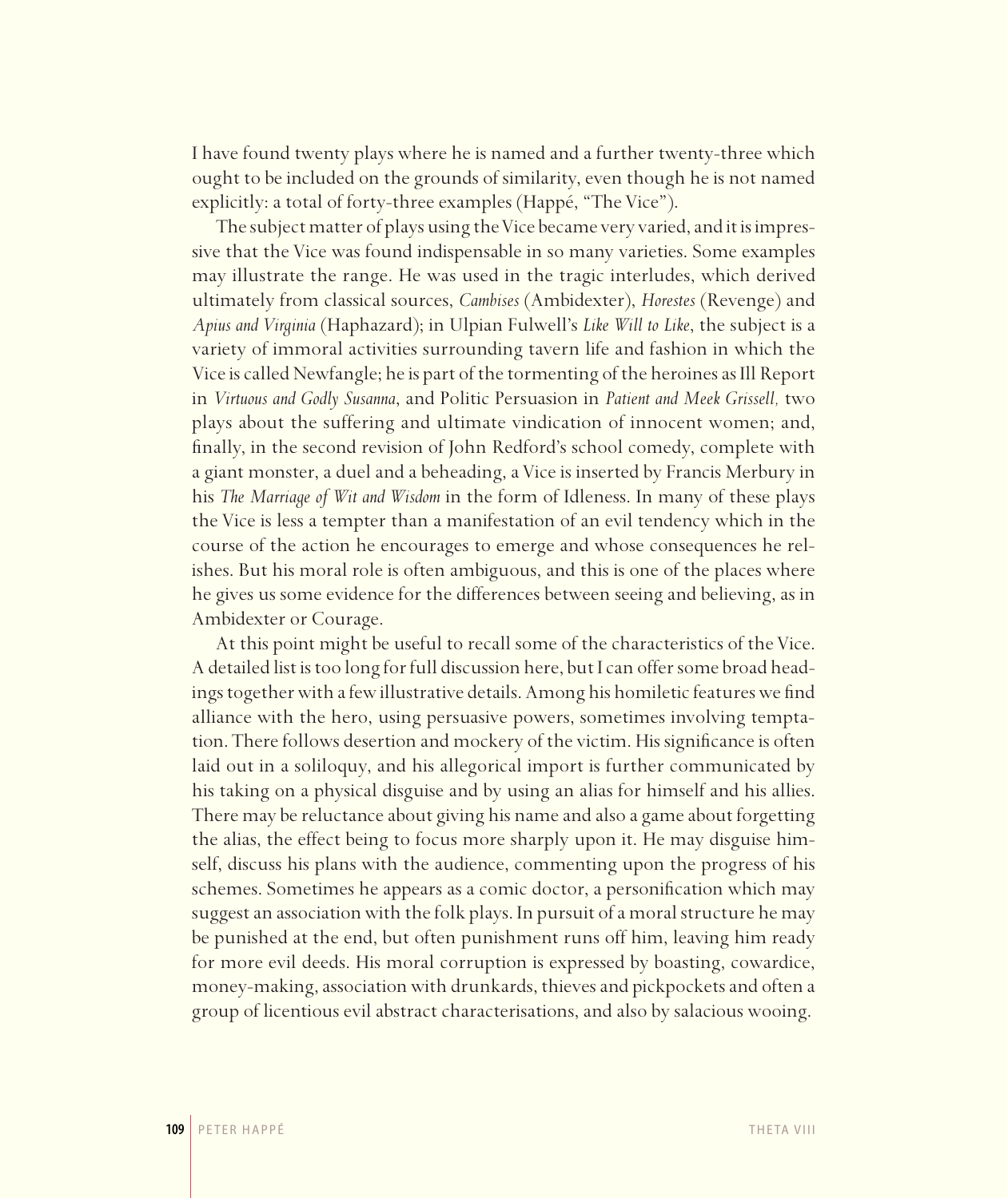I have found twenty plays where he is named and a further twenty-three which ought to be included on the grounds of similarity, even though he is not named explicitly: a total of forty-three examples (Happé, "The Vice").

The subject matter of plays using the Vice became very varied, and it is impressive that the Vice was found indispensable in so many varieties. Some examples may illustrate the range. He was used in the tragic interludes, which derived ultimately from classical sources, *Cambises* (Ambidexter), *Horestes* (Revenge) and *Apius and Virginia* (Haphazard); in Ulpian Fulwell's *Like Will to Like*, the subject is a variety of immoral activities surrounding tavern life and fashion in which the Vice is called Newfangle; he is part of the tormenting of the heroines as Ill Report in *Virtuous and Godly Susanna*, and Politic Persuasion in *Patient and Meek Grissell,* two plays about the suffering and ultimate vindication of innocent women; and, finally, in the second revision of John Redford's school comedy, complete with a giant monster, a duel and a beheading, a Vice is inserted by Francis Merbury in his *The Marriage of Wit and Wisdom* in the form of Idleness. In many of these plays the Vice is less a tempter than a manifestation of an evil tendency which in the course of the action he encourages to emerge and whose consequences he relishes. But his moral role is often ambiguous, and this is one of the places where he gives us some evidence for the differences between seeing and believing, as in Ambidexter or Courage.

At this point might be useful to recall some of the characteristics of the Vice. A detailed list is too long for full discussion here, but I can offer some broad headings together with a few illustrative details. Among his homiletic features we find alliance with the hero, using persuasive powers, sometimes involving temptation. There follows desertion and mockery of the victim. His significance is often laid out in a soliloquy, and his allegorical import is further communicated by his taking on a physical disguise and by using an alias for himself and his allies. There may be reluctance about giving his name and also a game about forgetting the alias, the effect being to focus more sharply upon it. He may disguise himself, discuss his plans with the audience, commenting upon the progress of his schemes. Sometimes he appears as a comic doctor, a personification which may suggest an association with the folk plays. In pursuit of a moral structure he may be punished at the end, but often punishment runs off him, leaving him ready for more evil deeds. His moral corruption is expressed by boasting, cowardice, money-making, association with drunkards, thieves and pickpockets and often a group of licentious evil abstract characterisations, and also by salacious wooing.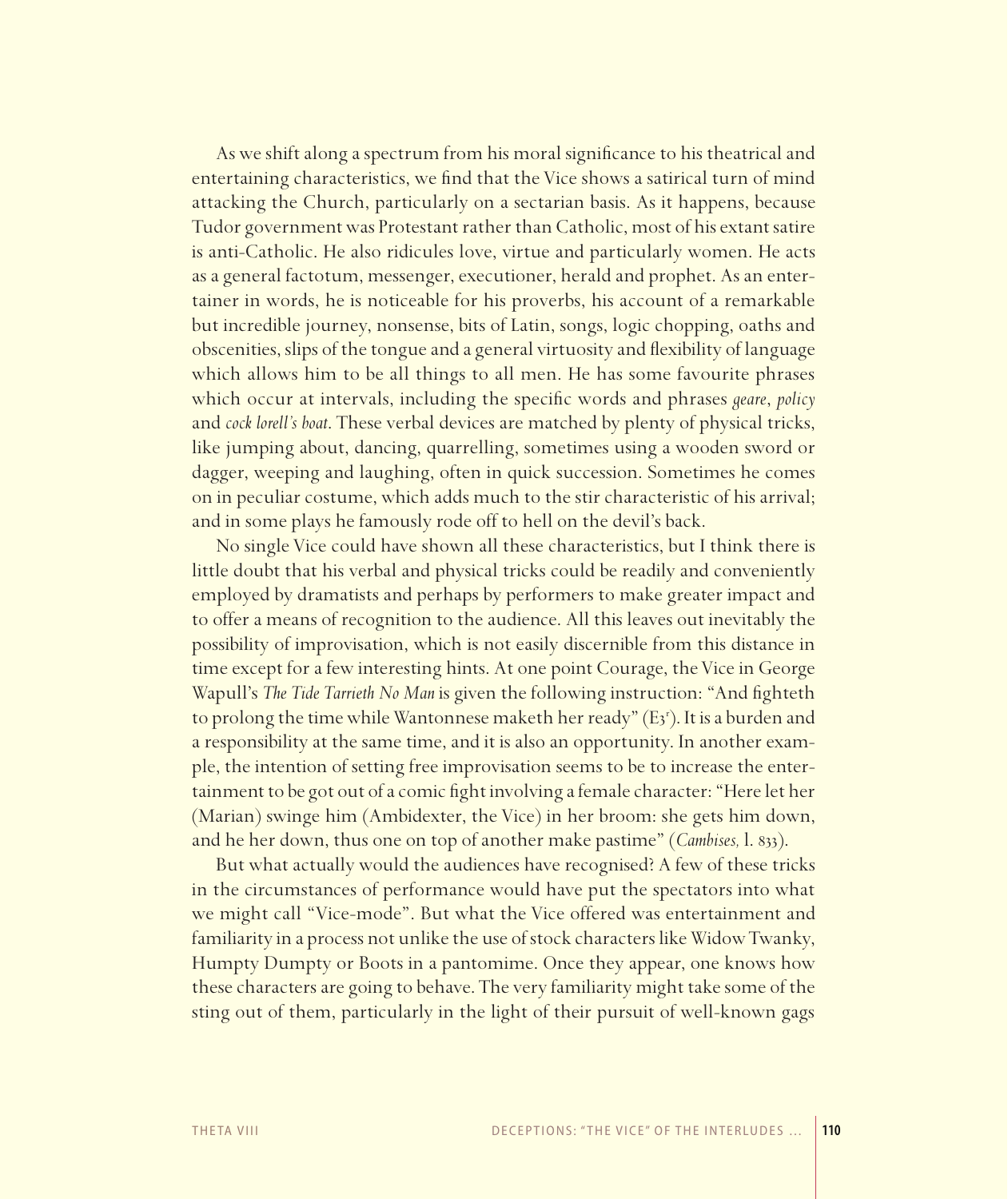As we shift along a spectrum from his moral significance to his theatrical and entertaining characteristics, we find that the Vice shows a satirical turn of mind attacking the Church, particularly on a sectarian basis. As it happens, because Tudor government was Protestant rather than Catholic, most of his extant satire is anti-Catholic. He also ridicules love, virtue and particularly women. He acts as a general factotum, messenger, executioner, herald and prophet. As an entertainer in words, he is noticeable for his proverbs, his account of a remarkable but incredible journey, nonsense, bits of Latin, songs, logic chopping, oaths and obscenities, slips of the tongue and a general virtuosity and flexibility of language which allows him to be all things to all men. He has some favourite phrases which occur at intervals, including the specific words and phrases *geare*, *policy* and *cock lorell's boat*. These verbal devices are matched by plenty of physical tricks, like jumping about, dancing, quarrelling, sometimes using a wooden sword or dagger, weeping and laughing, often in quick succession. Sometimes he comes on in peculiar costume, which adds much to the stir characteristic of his arrival; and in some plays he famously rode off to hell on the devil's back.

No single Vice could have shown all these characteristics, but I think there is little doubt that his verbal and physical tricks could be readily and conveniently employed by dramatists and perhaps by performers to make greater impact and to offer a means of recognition to the audience. All this leaves out inevitably the possibility of improvisation, which is not easily discernible from this distance in time except for a few interesting hints. At one point Courage, the Vice in George Wapull's *The Tide Tarrieth No Man* is given the following instruction: "And fighteth to prolong the time while Wantonnese maketh her ready" (E3[r]). It is a burden and a responsibility at the same time, and it is also an opportunity. In another example, the intention of setting free improvisation seems to be to increase the entertainment to be got out of a comic fight involving a female character: "Here let her (Marian) swinge him (Ambidexter, the Vice) in her broom: she gets him down, and he her down, thus one on top of another make pastime" (*Cambises,* l. 833).

But what actually would the audiences have recognised? A few of these tricks in the circumstances of performance would have put the spectators into what we might call "Vice-mode". But what the Vice offered was entertainment and familiarity in a process not unlike the use of stock characters like Widow Twanky, Humpty Dumpty or Boots in a pantomime. Once they appear, one knows how these characters are going to behave. The very familiarity might take some of the sting out of them, particularly in the light of their pursuit of well-known gags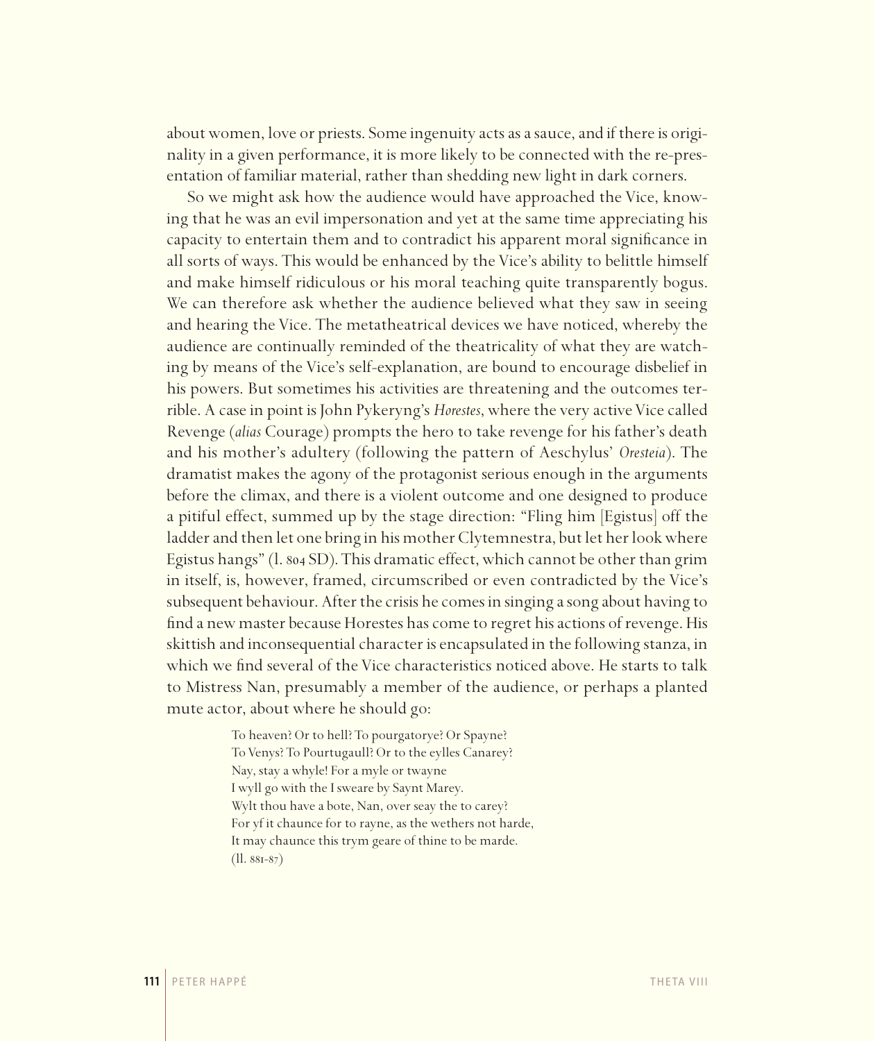about women, love or priests. Some ingenuity acts as a sauce, and if there is originality in a given performance, it is more likely to be connected with the re-presentation of familiar material, rather than shedding new light in dark corners.

So we might ask how the audience would have approached the Vice, knowing that he was an evil impersonation and yet at the same time appreciating his capacity to entertain them and to contradict his apparent moral significance in all sorts of ways. This would be enhanced by the Vice's ability to belittle himself and make himself ridiculous or his moral teaching quite transparently bogus. We can therefore ask whether the audience believed what they saw in seeing and hearing the Vice. The metatheatrical devices we have noticed, whereby the audience are continually reminded of the theatricality of what they are watching by means of the Vice's self-explanation, are bound to encourage disbelief in his powers. But sometimes his activities are threatening and the outcomes terrible. A case in point is John Pykeryng's *Horestes*, where the very active Vice called Revenge (*alias* Courage) prompts the hero to take revenge for his father's death and his mother's adultery (following the pattern of Aeschylus' *Oresteia*). The dramatist makes the agony of the protagonist serious enough in the arguments before the climax, and there is a violent outcome and one designed to produce a pitiful effect, summed up by the stage direction: "Fling him [Egistus] off the ladder and then let one bring in his mother Clytemnestra, but let her look where Egistus hangs" (l. 804 SD). This dramatic effect, which cannot be other than grim in itself, is, however, framed, circumscribed or even contradicted by the Vice's subsequent behaviour. After the crisis he comes in singing a song about having to find a new master because Horestes has come to regret his actions of revenge. His skittish and inconsequential character is encapsulated in the following stanza, in which we find several of the Vice characteristics noticed above. He starts to talk to Mistress Nan, presumably a member of the audience, or perhaps a planted mute actor, about where he should go:

> To heaven? Or to hell? To pourgatorye? Or Spayne?
> To Venys? To Pourtugaull? Or to the eylles Canarey?
> Nay, stay a whyle! For a myle or twayne
> I wyll go with the I sweare by Saynt Marey.
> Wylt thou have a bote, Nan, over seay the to carey?
> For yf it chaunce for to rayne, as the wethers not harde,
> It may chaunce this trym geare of thine to be marde.
> (ll. 881-87)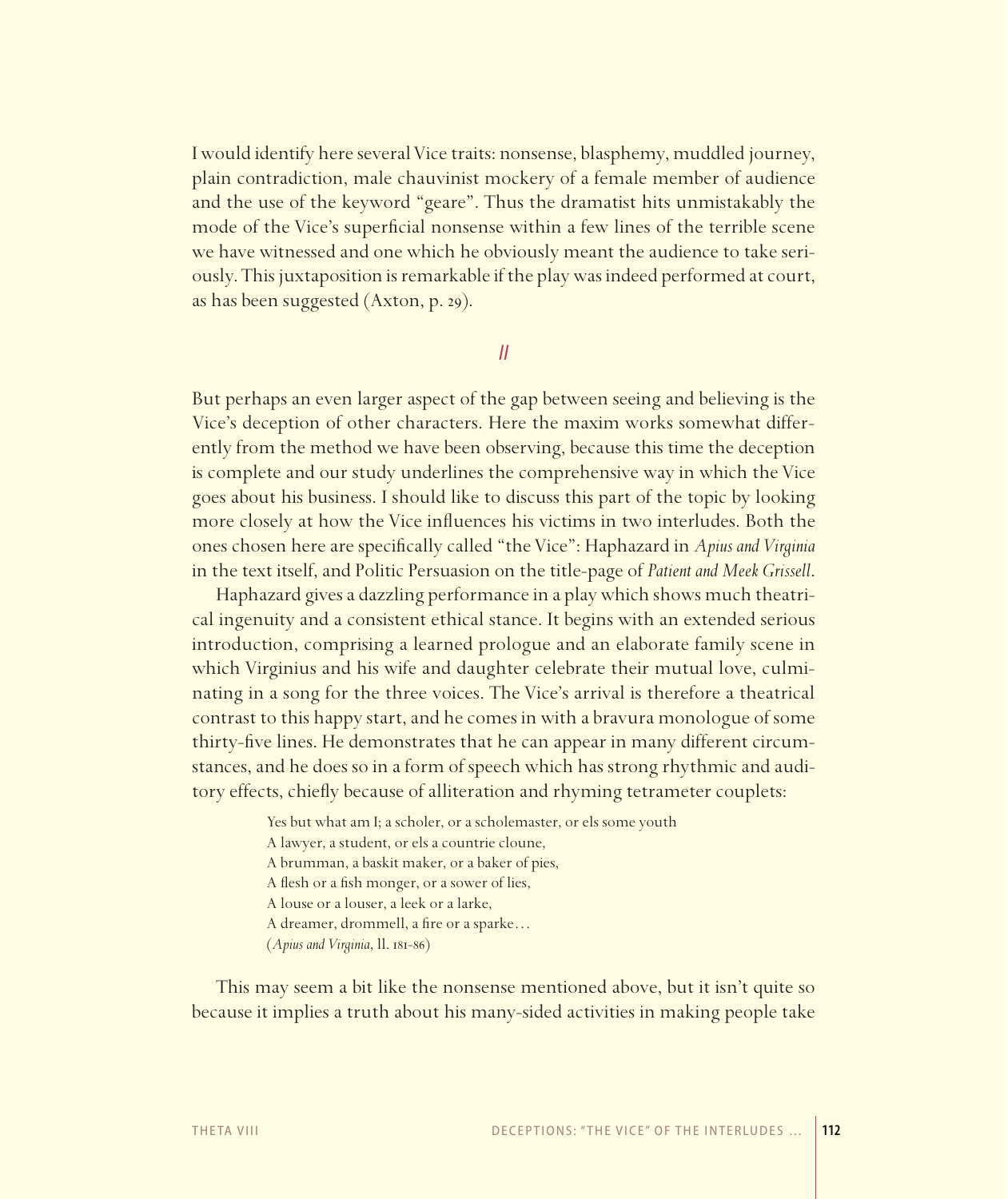I would identify here several Vice traits: nonsense, blasphemy, muddled journey, plain contradiction, male chauvinist mockery of a female member of audience and the use of the keyword "geare". Thus the dramatist hits unmistakably the mode of the Vice's superficial nonsense within a few lines of the terrible scene we have witnessed and one which he obviously meant the audience to take seriously. This juxtaposition is remarkable if the play was indeed performed at court, as has been suggested (Axton, p. 29).

## II

But perhaps an even larger aspect of the gap between seeing and believing is the Vice's deception of other characters. Here the maxim works somewhat differently from the method we have been observing, because this time the deception is complete and our study underlines the comprehensive way in which the Vice goes about his business. I should like to discuss this part of the topic by looking more closely at how the Vice influences his victims in two interludes. Both the ones chosen here are specifically called "the Vice": Haphazard in *Apius and Virginia* in the text itself, and Politic Persuasion on the title-page of *Patient and Meek Grissell*.

Haphazard gives a dazzling performance in a play which shows much theatrical ingenuity and a consistent ethical stance. It begins with an extended serious introduction, comprising a learned prologue and an elaborate family scene in which Virginius and his wife and daughter celebrate their mutual love, culminating in a song for the three voices. The Vice's arrival is therefore a theatrical contrast to this happy start, and he comes in with a bravura monologue of some thirty-five lines. He demonstrates that he can appear in many different circumstances, and he does so in a form of speech which has strong rhythmic and auditory effects, chiefly because of alliteration and rhyming tetrameter couplets:

> Yes but what am I; a scholer, or a scholemaster, or els some youth
> A lawyer, a student, or els a countrie cloune,
> A brumman, a baskit maker, or a baker of pies,
> A flesh or a fish monger, or a sower of lies,
> A louse or a louser, a leek or a larke,
> A dreamer, drommell, a fire or a sparke…
> (*Apius and Virginia*, ll. 181-86)

This may seem a bit like the nonsense mentioned above, but it isn't quite so because it implies a truth about his many-sided activities in making people take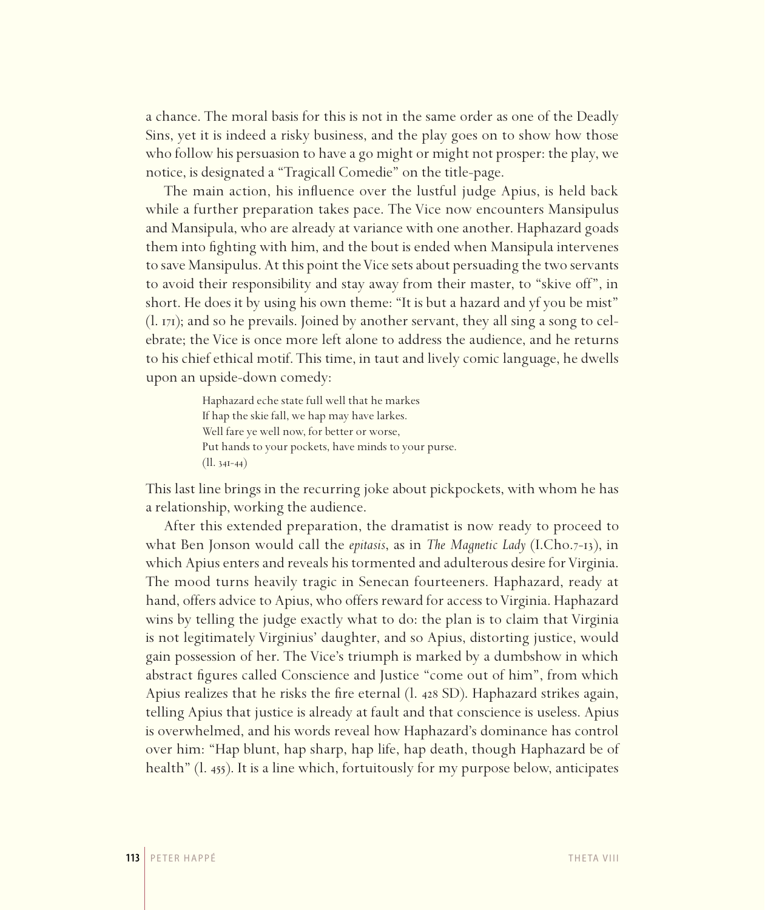a chance. The moral basis for this is not in the same order as one of the Deadly Sins, yet it is indeed a risky business, and the play goes on to show how those who follow his persuasion to have a go might or might not prosper: the play, we notice, is designated a "Tragicall Comedie" on the title-page.

The main action, his influence over the lustful judge Apius, is held back while a further preparation takes pace. The Vice now encounters Mansipulus and Mansipula, who are already at variance with one another. Haphazard goads them into fighting with him, and the bout is ended when Mansipula intervenes to save Mansipulus. At this point the Vice sets about persuading the two servants to avoid their responsibility and stay away from their master, to "skive off", in short. He does it by using his own theme: "It is but a hazard and yf you be mist" (l. 171); and so he prevails. Joined by another servant, they all sing a song to celebrate; the Vice is once more left alone to address the audience, and he returns to his chief ethical motif. This time, in taut and lively comic language, he dwells upon an upside-down comedy:

> Haphazard eche state full well that he markes
> If hap the skie fall, we hap may have larkes.
> Well fare ye well now, for better or worse,
> Put hands to your pockets, have minds to your purse.
> (ll. 341-44)

This last line brings in the recurring joke about pickpockets, with whom he has a relationship, working the audience.

After this extended preparation, the dramatist is now ready to proceed to what Ben Jonson would call the *epitasis*, as in *The Magnetic Lady* (I.Cho.7-13), in which Apius enters and reveals his tormented and adulterous desire for Virginia. The mood turns heavily tragic in Senecan fourteeners. Haphazard, ready at hand, offers advice to Apius, who offers reward for access to Virginia. Haphazard wins by telling the judge exactly what to do: the plan is to claim that Virginia is not legitimately Virginius' daughter, and so Apius, distorting justice, would gain possession of her. The Vice's triumph is marked by a dumbshow in which abstract figures called Conscience and Justice "come out of him", from which Apius realizes that he risks the fire eternal (l. 428 SD). Haphazard strikes again, telling Apius that justice is already at fault and that conscience is useless. Apius is overwhelmed, and his words reveal how Haphazard's dominance has control over him: "Hap blunt, hap sharp, hap life, hap death, though Haphazard be of health" (l. 455). It is a line which, fortuitously for my purpose below, anticipates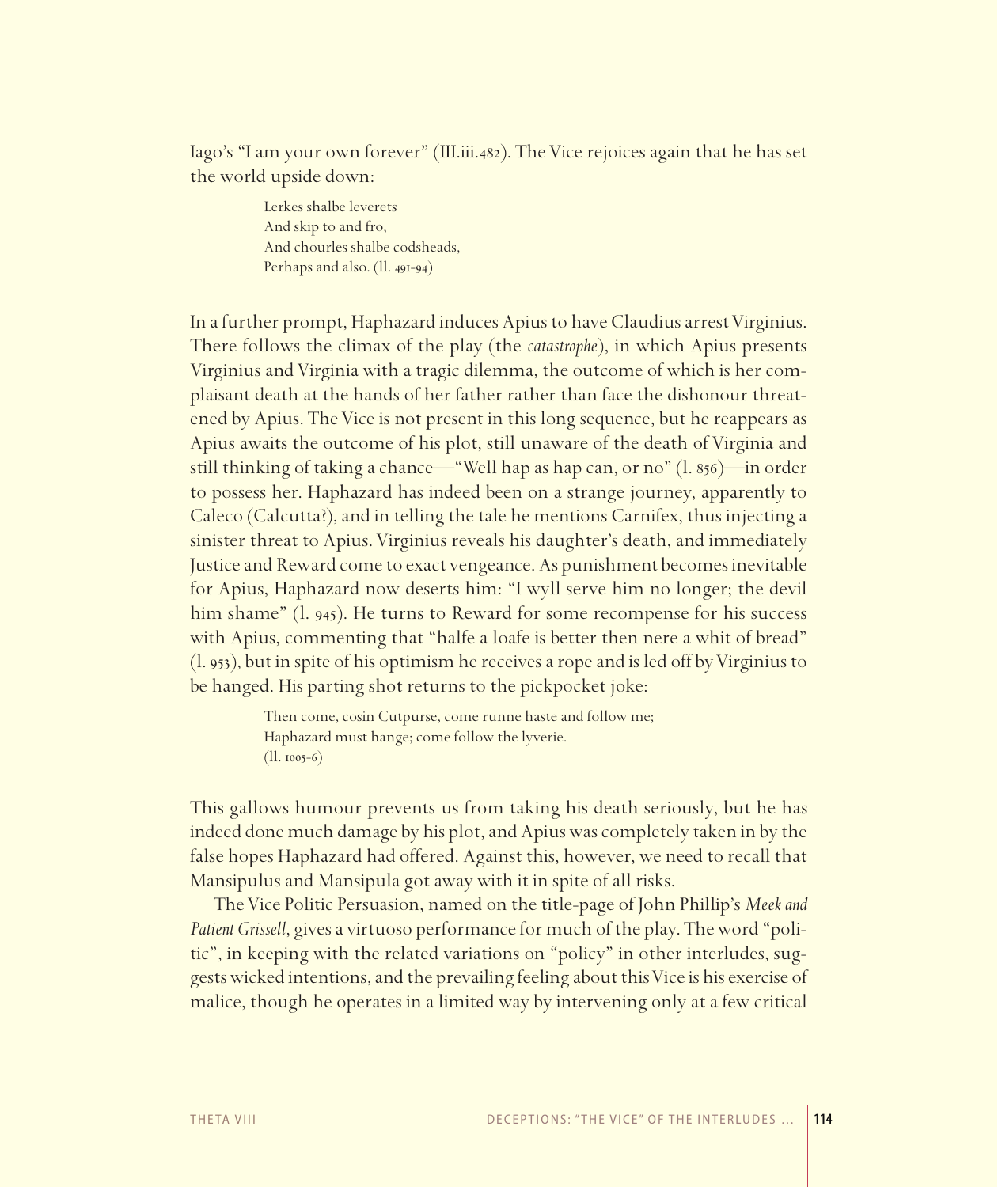Iago's "I am your own forever" (III.iii.482). The Vice rejoices again that he has set the world upside down:

> Lerkes shalbe leverets
> And skip to and fro,
> And chourles shalbe codsheads,
> Perhaps and also. (ll. 491-94)

In a further prompt, Haphazard induces Apius to have Claudius arrest Virginius. There follows the climax of the play (the *catastrophe*), in which Apius presents Virginius and Virginia with a tragic dilemma, the outcome of which is her complaisant death at the hands of her father rather than face the dishonour threatened by Apius. The Vice is not present in this long sequence, but he reappears as Apius awaits the outcome of his plot, still unaware of the death of Virginia and still thinking of taking a chance—"Well hap as hap can, or no" (l. 856)—in order to possess her. Haphazard has indeed been on a strange journey, apparently to Caleco (Calcutta?), and in telling the tale he mentions Carnifex, thus injecting a sinister threat to Apius. Virginius reveals his daughter's death, and immediately Justice and Reward come to exact vengeance. As punishment becomes inevitable for Apius, Haphazard now deserts him: "I wyll serve him no longer; the devil him shame" (l. 945). He turns to Reward for some recompense for his success with Apius, commenting that "halfe a loafe is better then nere a whit of bread" (l. 953), but in spite of his optimism he receives a rope and is led off by Virginius to be hanged. His parting shot returns to the pickpocket joke:

> Then come, cosin Cutpurse, come runne haste and follow me;
> Haphazard must hange; come follow the lyverie.
> (ll. 1005-6)

This gallows humour prevents us from taking his death seriously, but he has indeed done much damage by his plot, and Apius was completely taken in by the false hopes Haphazard had offered. Against this, however, we need to recall that Mansipulus and Mansipula got away with it in spite of all risks.

The Vice Politic Persuasion, named on the title-page of John Phillip's *Meek and Patient Grissell*, gives a virtuoso performance for much of the play. The word "politic", in keeping with the related variations on "policy" in other interludes, suggests wicked intentions, and the prevailing feeling about this Vice is his exercise of malice, though he operates in a limited way by intervening only at a few critical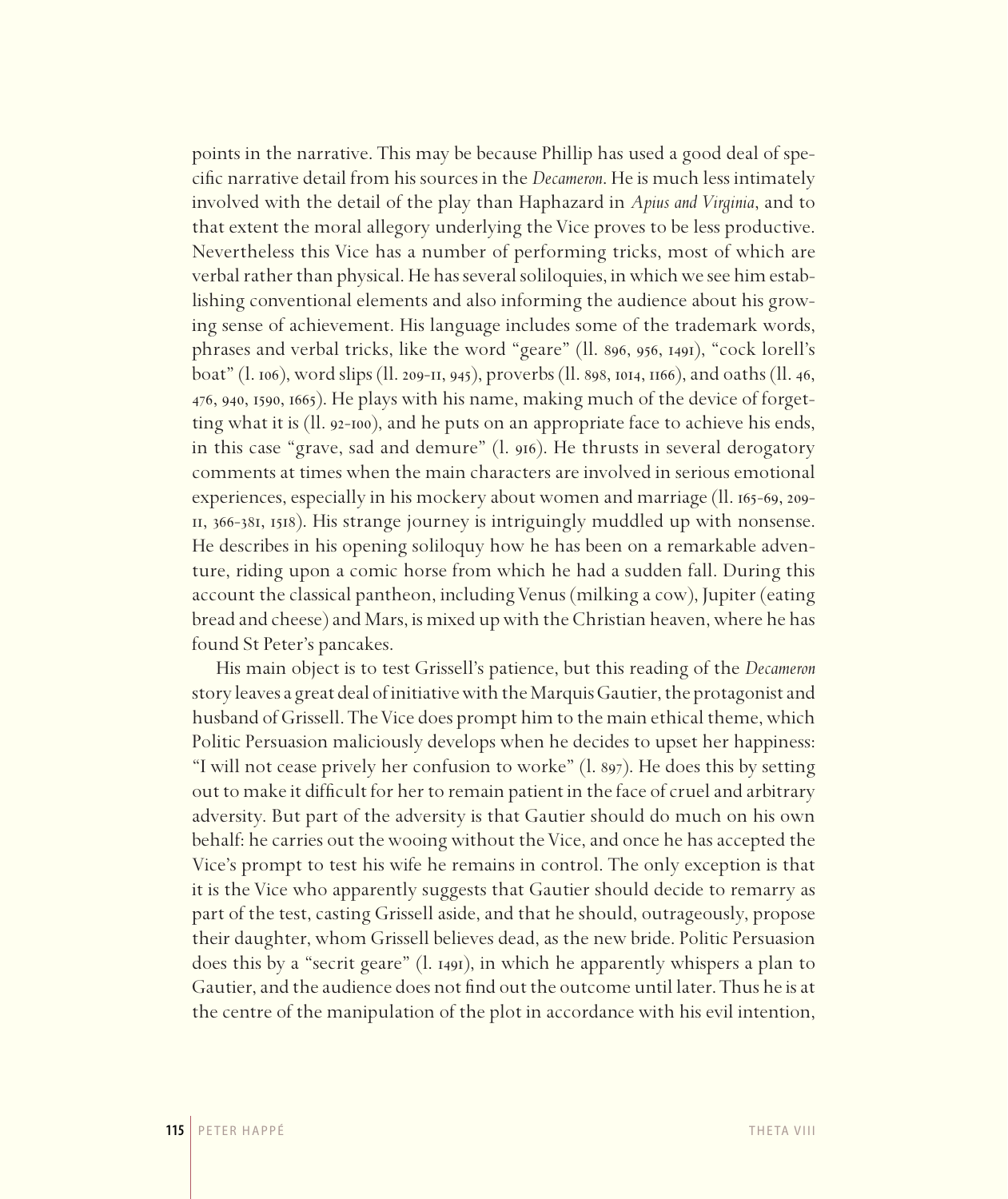points in the narrative. This may be because Phillip has used a good deal of specific narrative detail from his sources in the *Decameron*. He is much less intimately involved with the detail of the play than Haphazard in *Apius and Virginia*, and to that extent the moral allegory underlying the Vice proves to be less productive. Nevertheless this Vice has a number of performing tricks, most of which are verbal rather than physical. He has several soliloquies, in which we see him establishing conventional elements and also informing the audience about his growing sense of achievement. His language includes some of the trademark words, phrases and verbal tricks, like the word "geare" (ll. 896, 956, 1491), "cock lorell's boat" (l. 106), word slips (ll. 209-11, 945), proverbs (ll. 898, 1014, 1166), and oaths (ll. 46, 476, 940, 1590, 1665). He plays with his name, making much of the device of forgetting what it is (ll. 92-100), and he puts on an appropriate face to achieve his ends, in this case "grave, sad and demure" (l. 916). He thrusts in several derogatory comments at times when the main characters are involved in serious emotional experiences, especially in his mockery about women and marriage (ll. 165-69, 209-11, 366-381, 1518). His strange journey is intriguingly muddled up with nonsense. He describes in his opening soliloquy how he has been on a remarkable adventure, riding upon a comic horse from which he had a sudden fall. During this account the classical pantheon, including Venus (milking a cow), Jupiter (eating bread and cheese) and Mars, is mixed up with the Christian heaven, where he has found St Peter's pancakes.

His main object is to test Grissell's patience, but this reading of the *Decameron* story leaves a great deal of initiative with the Marquis Gautier, the protagonist and husband of Grissell. The Vice does prompt him to the main ethical theme, which Politic Persuasion maliciously develops when he decides to upset her happiness: "I will not cease prively her confusion to worke" (l. 897). He does this by setting out to make it difficult for her to remain patient in the face of cruel and arbitrary adversity. But part of the adversity is that Gautier should do much on his own behalf: he carries out the wooing without the Vice, and once he has accepted the Vice's prompt to test his wife he remains in control. The only exception is that it is the Vice who apparently suggests that Gautier should decide to remarry as part of the test, casting Grissell aside, and that he should, outrageously, propose their daughter, whom Grissell believes dead, as the new bride. Politic Persuasion does this by a "secrit geare" (l. 1491), in which he apparently whispers a plan to Gautier, and the audience does not find out the outcome until later. Thus he is at the centre of the manipulation of the plot in accordance with his evil intention,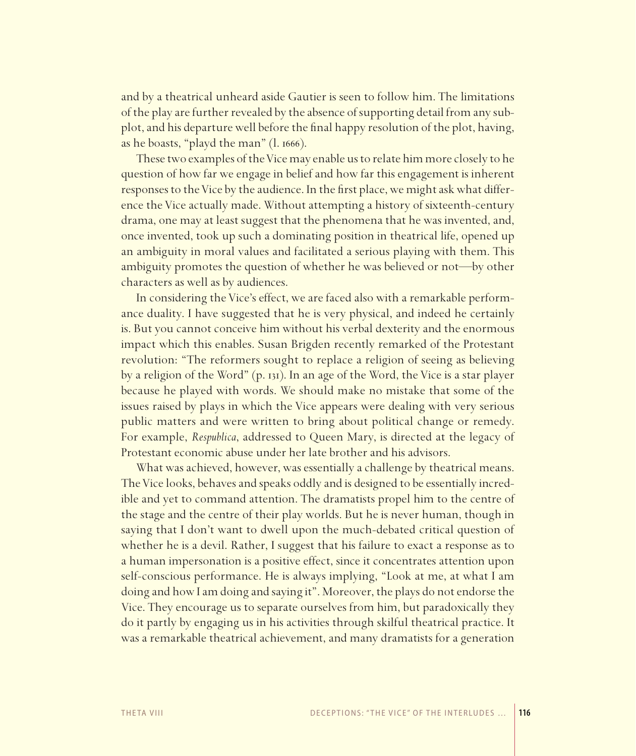and by a theatrical unheard aside Gautier is seen to follow him. The limitations of the play are further revealed by the absence of supporting detail from any sub-plot, and his departure well before the final happy resolution of the plot, having, as he boasts, "playd the man" (l. 1666).

These two examples of the Vice may enable us to relate him more closely to he question of how far we engage in belief and how far this engagement is inherent responses to the Vice by the audience. In the first place, we might ask what difference the Vice actually made. Without attempting a history of sixteenth-century drama, one may at least suggest that the phenomena that he was invented, and, once invented, took up such a dominating position in theatrical life, opened up an ambiguity in moral values and facilitated a serious playing with them. This ambiguity promotes the question of whether he was believed or not—by other characters as well as by audiences.

In considering the Vice's effect, we are faced also with a remarkable performance duality. I have suggested that he is very physical, and indeed he certainly is. But you cannot conceive him without his verbal dexterity and the enormous impact which this enables. Susan Brigden recently remarked of the Protestant revolution: "The reformers sought to replace a religion of seeing as believing by a religion of the Word" (p. 131). In an age of the Word, the Vice is a star player because he played with words. We should make no mistake that some of the issues raised by plays in which the Vice appears were dealing with very serious public matters and were written to bring about political change or remedy. For example, *Respublica*, addressed to Queen Mary, is directed at the legacy of Protestant economic abuse under her late brother and his advisors.

What was achieved, however, was essentially a challenge by theatrical means. The Vice looks, behaves and speaks oddly and is designed to be essentially incredible and yet to command attention. The dramatists propel him to the centre of the stage and the centre of their play worlds. But he is never human, though in saying that I don't want to dwell upon the much-debated critical question of whether he is a devil. Rather, I suggest that his failure to exact a response as to a human impersonation is a positive effect, since it concentrates attention upon self-conscious performance. He is always implying, "Look at me, at what I am doing and how I am doing and saying it". Moreover, the plays do not endorse the Vice. They encourage us to separate ourselves from him, but paradoxically they do it partly by engaging us in his activities through skilful theatrical practice. It was a remarkable theatrical achievement, and many dramatists for a generation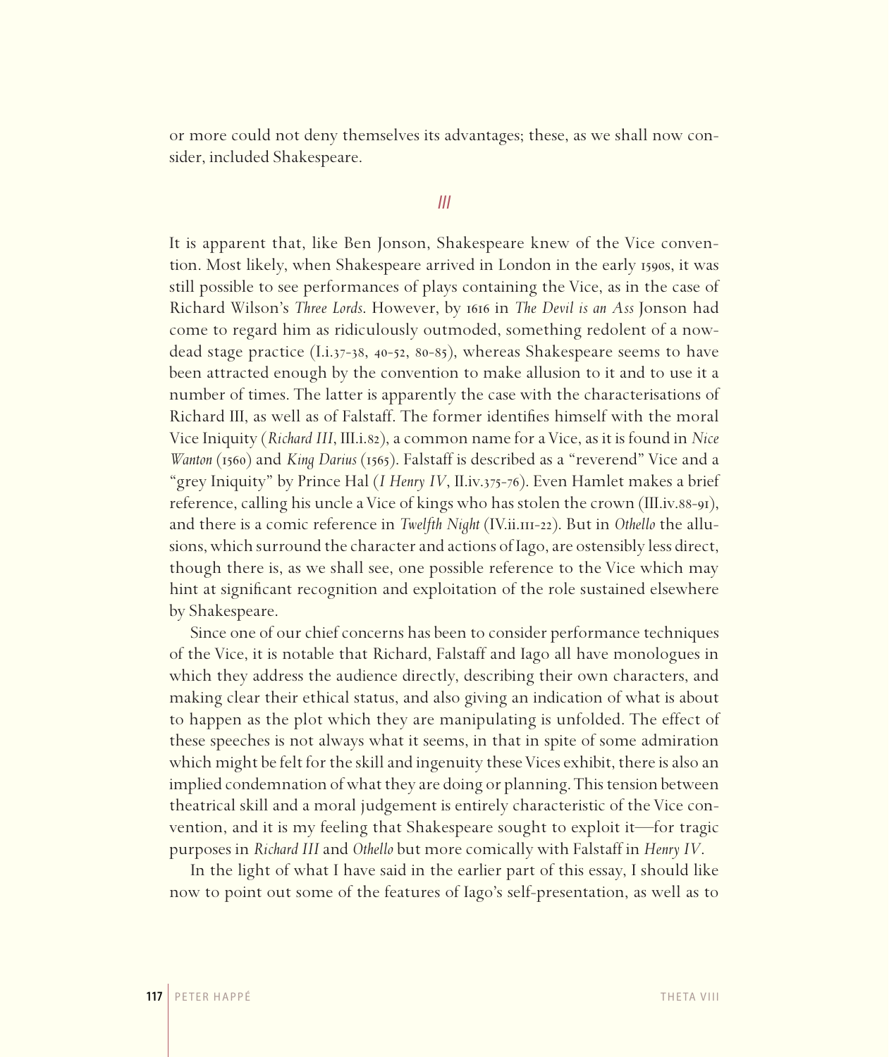or more could not deny themselves its advantages; these, as we shall now consider, included Shakespeare.

## III

It is apparent that, like Ben Jonson, Shakespeare knew of the Vice convention. Most likely, when Shakespeare arrived in London in the early 1590s, it was still possible to see performances of plays containing the Vice, as in the case of Richard Wilson's *Three Lords*. However, by 1616 in *The Devil is an Ass* Jonson had come to regard him as ridiculously outmoded, something redolent of a now-dead stage practice (I.i.37-38, 40-52, 80-85), whereas Shakespeare seems to have been attracted enough by the convention to make allusion to it and to use it a number of times. The latter is apparently the case with the characterisations of Richard III, as well as of Falstaff. The former identifies himself with the moral Vice Iniquity (*Richard III*, III.i.82), a common name for a Vice, as it is found in *Nice Wanton* (1560) and *King Darius* (1565). Falstaff is described as a "reverend" Vice and a "grey Iniquity" by Prince Hal (*I Henry IV*, II.iv.375-76). Even Hamlet makes a brief reference, calling his uncle a Vice of kings who has stolen the crown (III.iv.88-91), and there is a comic reference in *Twelfth Night* (IV.ii.111-22). But in *Othello* the allusions, which surround the character and actions of Iago, are ostensibly less direct, though there is, as we shall see, one possible reference to the Vice which may hint at significant recognition and exploitation of the role sustained elsewhere by Shakespeare.

Since one of our chief concerns has been to consider performance techniques of the Vice, it is notable that Richard, Falstaff and Iago all have monologues in which they address the audience directly, describing their own characters, and making clear their ethical status, and also giving an indication of what is about to happen as the plot which they are manipulating is unfolded. The effect of these speeches is not always what it seems, in that in spite of some admiration which might be felt for the skill and ingenuity these Vices exhibit, there is also an implied condemnation of what they are doing or planning. This tension between theatrical skill and a moral judgement is entirely characteristic of the Vice convention, and it is my feeling that Shakespeare sought to exploit it—for tragic purposes in *Richard III* and *Othello* but more comically with Falstaff in *Henry IV*.

In the light of what I have said in the earlier part of this essay, I should like now to point out some of the features of Iago's self-presentation, as well as to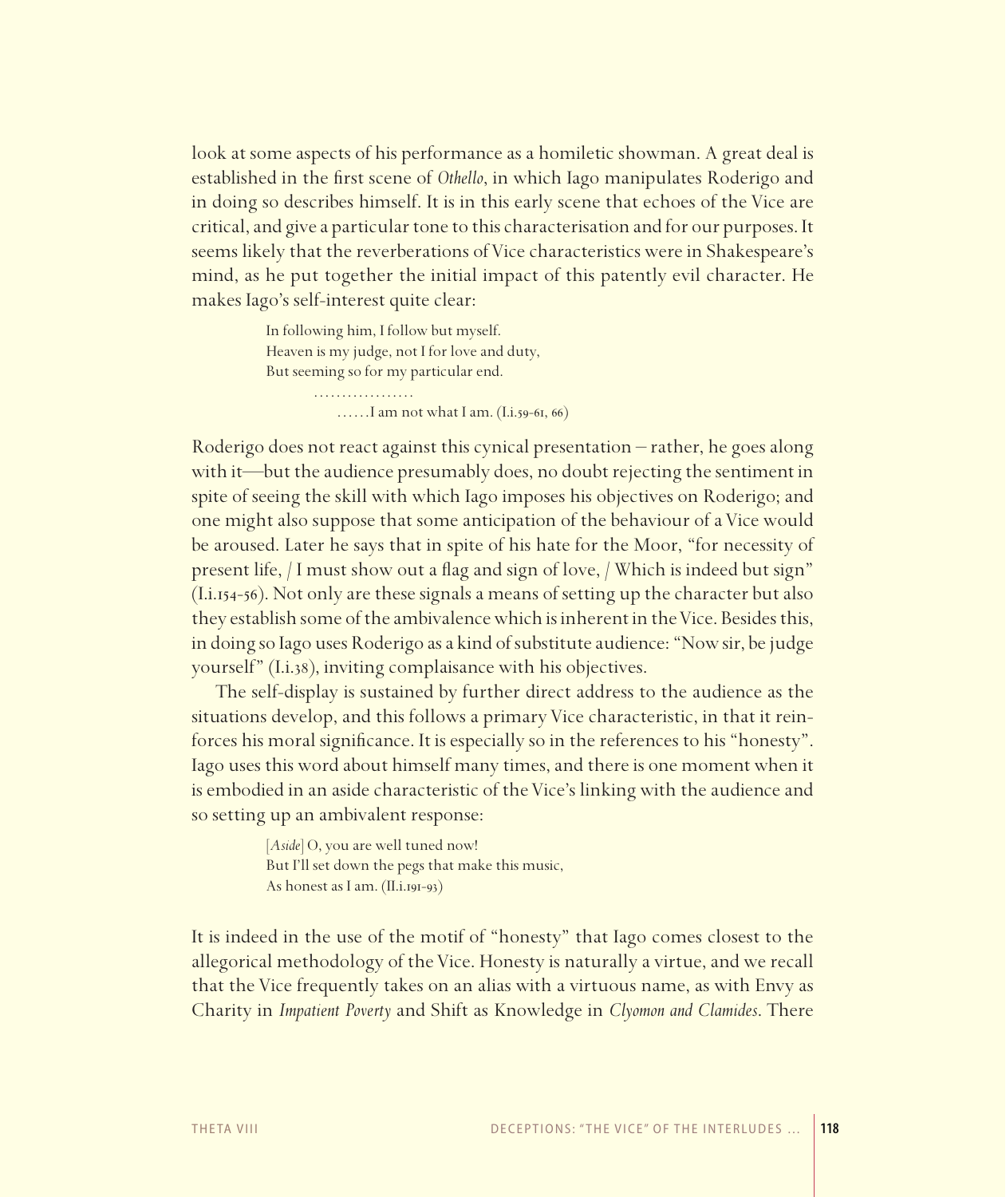look at some aspects of his performance as a homiletic showman. A great deal is established in the first scene of *Othello*, in which Iago manipulates Roderigo and in doing so describes himself. It is in this early scene that echoes of the Vice are critical, and give a particular tone to this characterisation and for our purposes. It seems likely that the reverberations of Vice characteristics were in Shakespeare's mind, as he put together the initial impact of this patently evil character. He makes Iago's self-interest quite clear:

> In following him, I follow but myself.
> Heaven is my judge, not I for love and duty,
> But seeming so for my particular end.
> ..................
> ......I am not what I am. (I.i.59-61, 66)

Roderigo does not react against this cynical presentation – rather, he goes along with it—but the audience presumably does, no doubt rejecting the sentiment in spite of seeing the skill with which Iago imposes his objectives on Roderigo; and one might also suppose that some anticipation of the behaviour of a Vice would be aroused. Later he says that in spite of his hate for the Moor, "for necessity of present life, / I must show out a flag and sign of love, / Which is indeed but sign" (I.i.154-56). Not only are these signals a means of setting up the character but also they establish some of the ambivalence which is inherent in the Vice. Besides this, in doing so Iago uses Roderigo as a kind of substitute audience: "Now sir, be judge yourself" (I.i.38), inviting complaisance with his objectives.

The self-display is sustained by further direct address to the audience as the situations develop, and this follows a primary Vice characteristic, in that it reinforces his moral significance. It is especially so in the references to his "honesty". Iago uses this word about himself many times, and there is one moment when it is embodied in an aside characteristic of the Vice's linking with the audience and so setting up an ambivalent response:

> [*Aside*] O, you are well tuned now!
> But I'll set down the pegs that make this music,
> As honest as I am. (II.i.191-93)

It is indeed in the use of the motif of "honesty" that Iago comes closest to the allegorical methodology of the Vice. Honesty is naturally a virtue, and we recall that the Vice frequently takes on an alias with a virtuous name, as with Envy as Charity in *Impatient Poverty* and Shift as Knowledge in *Clyomon and Clamides*. There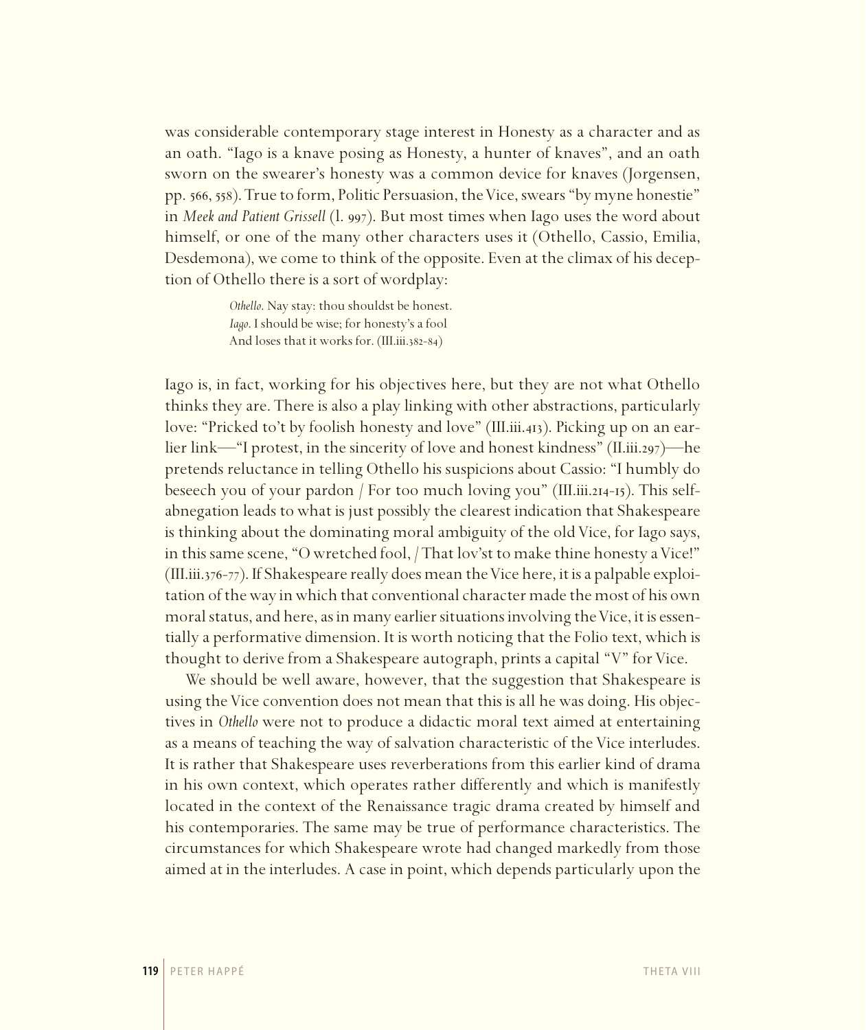was considerable contemporary stage interest in Honesty as a character and as an oath. "Iago is a knave posing as Honesty, a hunter of knaves", and an oath sworn on the swearer's honesty was a common device for knaves (Jorgensen, pp. 566, 558). True to form, Politic Persuasion, the Vice, swears "by myne honestie" in *Meek and Patient Grissell* (l. 997). But most times when Iago uses the word about himself, or one of the many other characters uses it (Othello, Cassio, Emilia, Desdemona), we come to think of the opposite. Even at the climax of his deception of Othello there is a sort of wordplay:

> *Othello*. Nay stay: thou shouldst be honest.
> *Iago*. I should be wise; for honesty's a fool
> And loses that it works for. (III.iii.382-84)

Iago is, in fact, working for his objectives here, but they are not what Othello thinks they are. There is also a play linking with other abstractions, particularly love: "Pricked to't by foolish honesty and love" (III.iii.413). Picking up on an earlier link—"I protest, in the sincerity of love and honest kindness" (II.iii.297)—he pretends reluctance in telling Othello his suspicions about Cassio: "I humbly do beseech you of your pardon / For too much loving you" (III.iii.214-15). This self-abnegation leads to what is just possibly the clearest indication that Shakespeare is thinking about the dominating moral ambiguity of the old Vice, for Iago says, in this same scene, "O wretched fool, / That lov'st to make thine honesty a Vice!" (III.iii.376-77). If Shakespeare really does mean the Vice here, it is a palpable exploitation of the way in which that conventional character made the most of his own moral status, and here, as in many earlier situations involving the Vice, it is essentially a performative dimension. It is worth noticing that the Folio text, which is thought to derive from a Shakespeare autograph, prints a capital "V" for Vice.

We should be well aware, however, that the suggestion that Shakespeare is using the Vice convention does not mean that this is all he was doing. His objectives in *Othello* were not to produce a didactic moral text aimed at entertaining as a means of teaching the way of salvation characteristic of the Vice interludes. It is rather that Shakespeare uses reverberations from this earlier kind of drama in his own context, which operates rather differently and which is manifestly located in the context of the Renaissance tragic drama created by himself and his contemporaries. The same may be true of performance characteristics. The circumstances for which Shakespeare wrote had changed markedly from those aimed at in the interludes. A case in point, which depends particularly upon the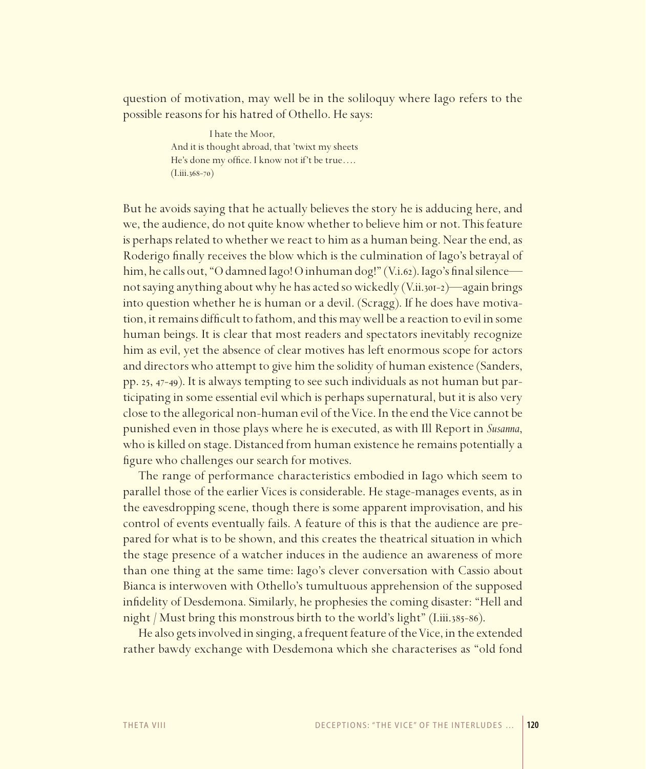question of motivation, may well be in the soliloquy where Iago refers to the possible reasons for his hatred of Othello. He says:

> I hate the Moor,
> And it is thought abroad, that 'twixt my sheets
> He's done my office. I know not if't be true….
> (I.iii.368-70)

But he avoids saying that he actually believes the story he is adducing here, and we, the audience, do not quite know whether to believe him or not. This feature is perhaps related to whether we react to him as a human being. Near the end, as Roderigo finally receives the blow which is the culmination of Iago's betrayal of him, he calls out, "O damned Iago! O inhuman dog!" (V.i.62). Iago's final silence—not saying anything about why he has acted so wickedly (V.ii.301-2)—again brings into question whether he is human or a devil. (Scragg). If he does have motivation, it remains difficult to fathom, and this may well be a reaction to evil in some human beings. It is clear that most readers and spectators inevitably recognize him as evil, yet the absence of clear motives has left enormous scope for actors and directors who attempt to give him the solidity of human existence (Sanders, pp. 25, 47-49). It is always tempting to see such individuals as not human but participating in some essential evil which is perhaps supernatural, but it is also very close to the allegorical non-human evil of the Vice. In the end the Vice cannot be punished even in those plays where he is executed, as with Ill Report in *Susanna*, who is killed on stage. Distanced from human existence he remains potentially a figure who challenges our search for motives.

The range of performance characteristics embodied in Iago which seem to parallel those of the earlier Vices is considerable. He stage-manages events, as in the eavesdropping scene, though there is some apparent improvisation, and his control of events eventually fails. A feature of this is that the audience are prepared for what is to be shown, and this creates the theatrical situation in which the stage presence of a watcher induces in the audience an awareness of more than one thing at the same time: Iago's clever conversation with Cassio about Bianca is interwoven with Othello's tumultuous apprehension of the supposed infidelity of Desdemona. Similarly, he prophesies the coming disaster: "Hell and night / Must bring this monstrous birth to the world's light" (I.iii.385-86).

He also gets involved in singing, a frequent feature of the Vice, in the extended rather bawdy exchange with Desdemona which she characterises as "old fond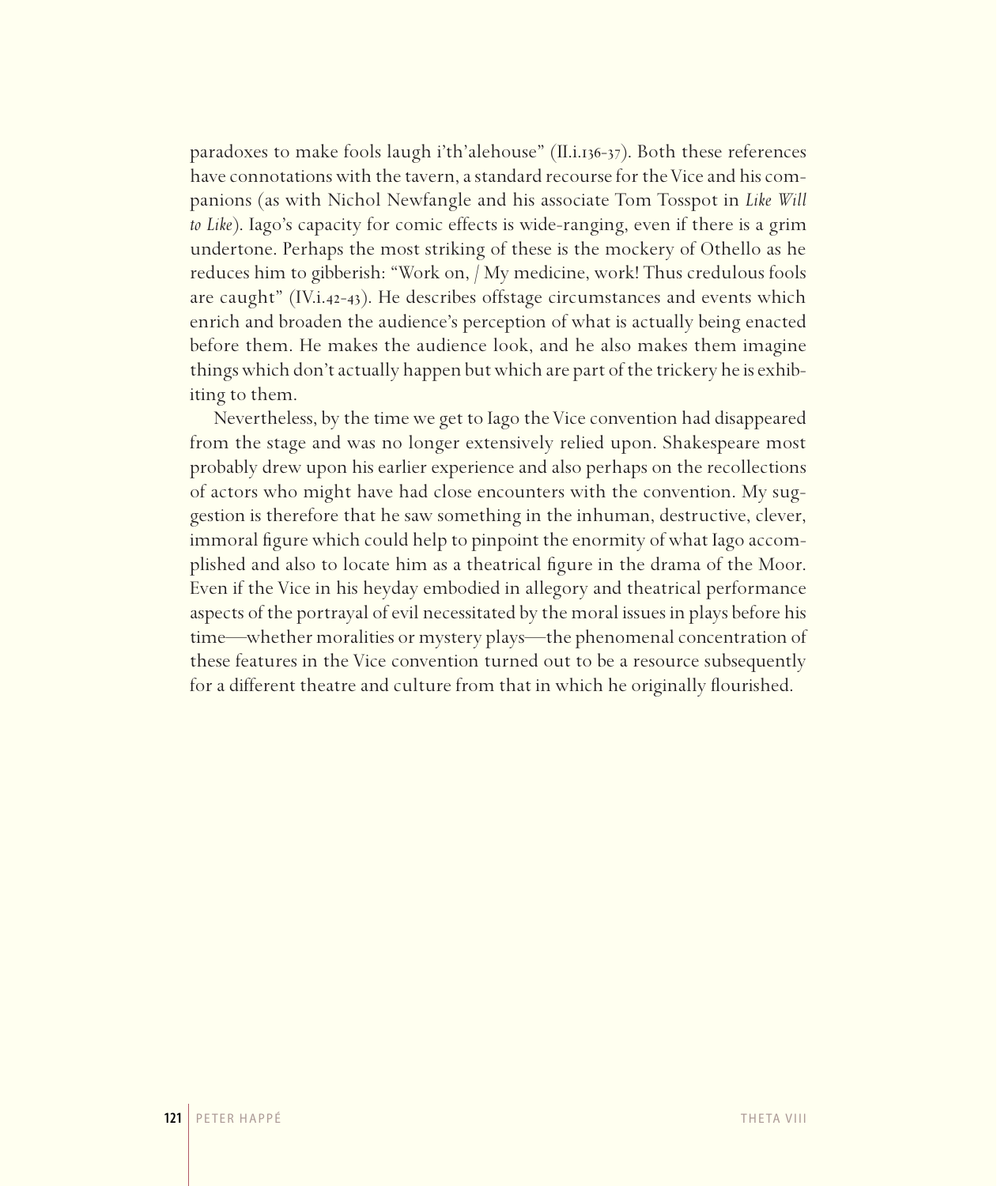paradoxes to make fools laugh i'th'alehouse" (II.i.136-37). Both these references have connotations with the tavern, a standard recourse for the Vice and his companions (as with Nichol Newfangle and his associate Tom Tosspot in *Like Will to Like*). Iago's capacity for comic effects is wide-ranging, even if there is a grim undertone. Perhaps the most striking of these is the mockery of Othello as he reduces him to gibberish: "Work on, / My medicine, work! Thus credulous fools are caught" (IV.i.42-43). He describes offstage circumstances and events which enrich and broaden the audience's perception of what is actually being enacted before them. He makes the audience look, and he also makes them imagine things which don't actually happen but which are part of the trickery he is exhibiting to them.

Nevertheless, by the time we get to Iago the Vice convention had disappeared from the stage and was no longer extensively relied upon. Shakespeare most probably drew upon his earlier experience and also perhaps on the recollections of actors who might have had close encounters with the convention. My suggestion is therefore that he saw something in the inhuman, destructive, clever, immoral figure which could help to pinpoint the enormity of what Iago accomplished and also to locate him as a theatrical figure in the drama of the Moor. Even if the Vice in his heyday embodied in allegory and theatrical performance aspects of the portrayal of evil necessitated by the moral issues in plays before his time—whether moralities or mystery plays—the phenomenal concentration of these features in the Vice convention turned out to be a resource subsequently for a different theatre and culture from that in which he originally flourished.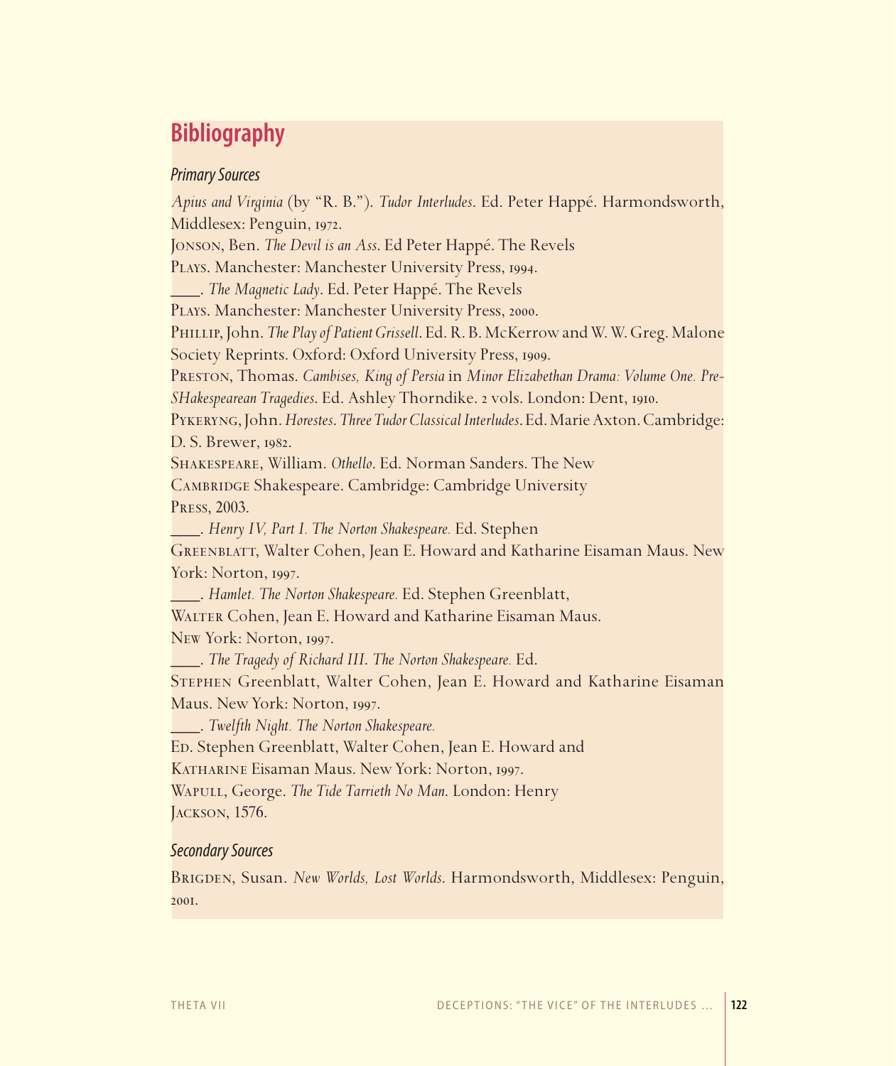## Bibliography

### *Primary Sources*

*Apius and Virginia* (by "R. B."). *Tudor Interludes*. Ed. Peter Happé. Harmondsworth, Middlesex: Penguin, 1972.

Jonson, Ben. *The Devil is an Ass*. Ed Peter Happé. The Revels Plays. Manchester: Manchester University Press, 1994.

\_\_\_\_. *The Magnetic Lady*. Ed. Peter Happé. The Revels Plays. Manchester: Manchester University Press, 2000.

Phillip, John. *The Play of Patient Grissell*. Ed. R. B. McKerrow and W. W. Greg. Malone Society Reprints. Oxford: Oxford University Press, 1909.

Preston, Thomas. *Cambises, King of Persia* in *Minor Elizabethan Drama: Volume One. Pre-SHakespearean Tragedies*. Ed. Ashley Thorndike. 2 vols. London: Dent, 1910.

Pykeryng, John. *Horestes*. *Three Tudor Classical Interludes*. Ed. Marie Axton. Cambridge: D. S. Brewer, 1982.

Shakespeare, William. *Othello*. Ed. Norman Sanders. The New Cambridge Shakespeare. Cambridge: Cambridge University Press, 2003.

\_\_\_\_. *Henry IV, Part I. The Norton Shakespeare.* Ed. Stephen Greenblatt, Walter Cohen, Jean E. Howard and Katharine Eisaman Maus. New York: Norton, 1997.

\_\_\_\_. *Hamlet. The Norton Shakespeare.* Ed. Stephen Greenblatt, Walter Cohen, Jean E. Howard and Katharine Eisaman Maus. New York: Norton, 1997.

\_\_\_\_. *The Tragedy of Richard III*. *The Norton Shakespeare.* Ed. Stephen Greenblatt, Walter Cohen, Jean E. Howard and Katharine Eisaman Maus. New York: Norton, 1997.

\_\_\_\_. *Twelfth Night. The Norton Shakespeare.* Ed. Stephen Greenblatt, Walter Cohen, Jean E. Howard and Katharine Eisaman Maus. New York: Norton, 1997.

Wapull, George. *The Tide Tarrieth No Man*. London: Henry Jackson, 1576.

### *Secondary Sources*

Brigden, Susan. *New Worlds, Lost Worlds*. Harmondsworth, Middlesex: Penguin, 2001.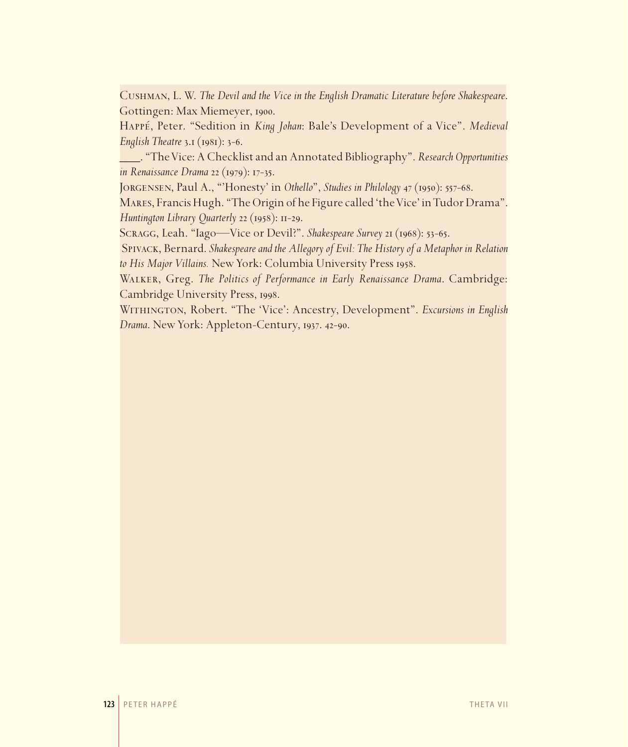Cushman, L. W. *The Devil and the Vice in the English Dramatic Literature before Shakespeare*. Gottingen: Max Miemeyer, 1900.

Happé, Peter. "Sedition in *King Johan*: Bale's Development of a Vice". *Medieval English Theatre* 3.1 (1981): 3-6.

\_\_\_\_. "The Vice: A Checklist and an Annotated Bibliography". *Research Opportunities in Renaissance Drama* 22 (1979): 17-35.

Jorgensen, Paul A., "'Honesty' in *Othello*", *Studies in Philology* 47 (1950): 557-68.

Mares, Francis Hugh. "The Origin of he Figure called 'the Vice' in Tudor Drama". *Huntington Library Quarterly* 22 (1958): 11-29.

Scragg, Leah. "Iago—Vice or Devil?". *Shakespeare Survey* 21 (1968): 53-65.

Spivack, Bernard. *Shakespeare and the Allegory of Evil: The History of a Metaphor in Relation to His Major Villains.* New York: Columbia University Press 1958.

Walker, Greg. *The Politics of Performance in Early Renaissance Drama*. Cambridge: Cambridge University Press, 1998.

Withington, Robert. "The 'Vice': Ancestry, Development". *Excursions in English Drama*. New York: Appleton-Century, 1937. 42-90.